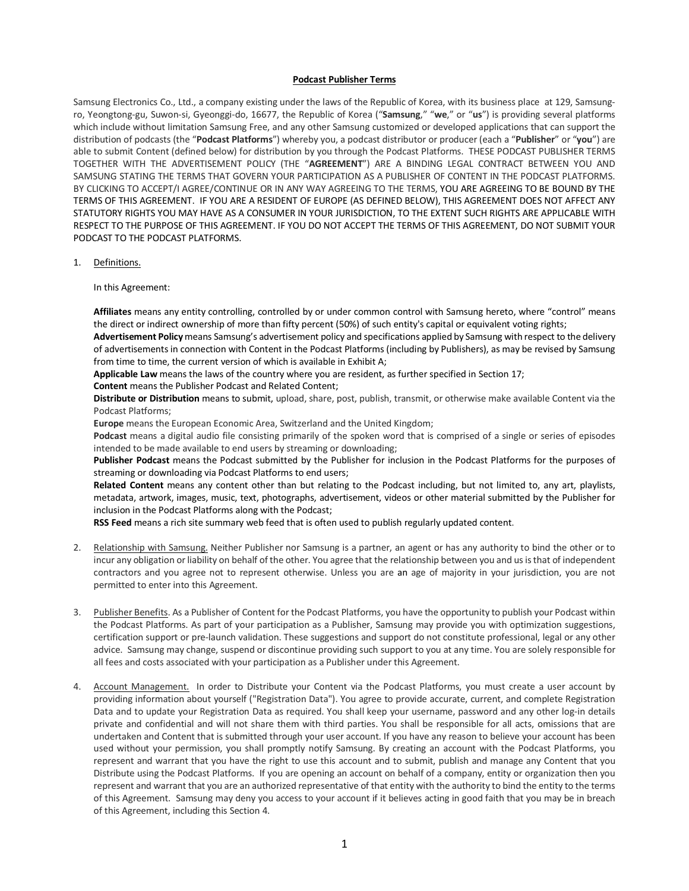# Podcast Publisher Terms

Samsung Electronics Co., Ltd., a company existing under the laws of the Republic of Korea, with its business place at 129, Samsung-ro, Yeongtong-gu, Suwon-si, Gyeonggi-do, 16677, the Republic of Korea ("**Samsung**," "**we**," or "**us**") is providing several platforms which include without limitation Samsung Free, and any other Samsung customized or developed applications that can support the distribution of podcasts (the "**Podcast Platforms**") whereby you, a podcast distributor or producer (each a "**Publisher**" or "**you**") are able to submit Content (defined below) for distribution by you through the Podcast Platforms. THESE PODCAST PUBLISHER TERMS TOGETHER WITH THE ADVERTISEMENT POLICY (THE "**AGREEMENT**") ARE A BINDING LEGAL CONTRACT BETWEEN YOU AND SAMSUNG STATING THE TERMS THAT GOVERN YOUR PARTICIPATION AS A PUBLISHER OF CONTENT IN THE PODCAST PLATFORMS. BY CLICKING TO ACCEPT/I AGREE/CONTINUE OR IN ANY WAY AGREEING TO THE TERMS, YOU ARE AGREEING TO BE BOUND BY THE TERMS OF THIS AGREEMENT. IF YOU ARE A RESIDENT OF EUROPE (AS DEFINED BELOW), THIS AGREEMENT DOES NOT AFFECT ANY STATUTORY RIGHTS YOU MAY HAVE AS A CONSUMER IN YOUR JURISDICTION, TO THE EXTENT SUCH RIGHTS ARE APPLICABLE WITH RESPECT TO THE PURPOSE OF THIS AGREEMENT. IF YOU DO NOT ACCEPT THE TERMS OF THIS AGREEMENT, DO NOT SUBMIT YOUR PODCAST TO THE PODCAST PLATFORMS.

1. Definitions.

   In this Agreement:

   **Affiliates** means any entity controlling, controlled by or under common control with Samsung hereto, where "control" means the direct or indirect ownership of more than fifty percent (50%) of such entity's capital or equivalent voting rights;
   **Advertisement Policy** means Samsung's advertisement policy and specifications applied by Samsung with respect to the delivery of advertisements in connection with Content in the Podcast Platforms (including by Publishers), as may be revised by Samsung from time to time, the current version of which is available in Exhibit A;
   **Applicable Law** means the laws of the country where you are resident, as further specified in Section 17;
   **Content** means the Publisher Podcast and Related Content;
   **Distribute or Distribution** means to submit, upload, share, post, publish, transmit, or otherwise make available Content via the Podcast Platforms;
   **Europe** means the European Economic Area, Switzerland and the United Kingdom;
   **Podcast** means a digital audio file consisting primarily of the spoken word that is comprised of a single or series of episodes intended to be made available to end users by streaming or downloading;
   **Publisher Podcast** means the Podcast submitted by the Publisher for inclusion in the Podcast Platforms for the purposes of streaming or downloading via Podcast Platforms to end users;
   **Related Content** means any content other than but relating to the Podcast including, but not limited to, any art, playlists, metadata, artwork, images, music, text, photographs, advertisement, videos or other material submitted by the Publisher for inclusion in the Podcast Platforms along with the Podcast;
   **RSS Feed** means a rich site summary web feed that is often used to publish regularly updated content.

2. Relationship with Samsung. Neither Publisher nor Samsung is a partner, an agent or has any authority to bind the other or to incur any obligation or liability on behalf of the other. You agree that the relationship between you and us is that of independent contractors and you agree not to represent otherwise. Unless you are an age of majority in your jurisdiction, you are not permitted to enter into this Agreement.

3. Publisher Benefits. As a Publisher of Content for the Podcast Platforms, you have the opportunity to publish your Podcast within the Podcast Platforms. As part of your participation as a Publisher, Samsung may provide you with optimization suggestions, certification support or pre-launch validation. These suggestions and support do not constitute professional, legal or any other advice. Samsung may change, suspend or discontinue providing such support to you at any time. You are solely responsible for all fees and costs associated with your participation as a Publisher under this Agreement.

4. Account Management. In order to Distribute your Content via the Podcast Platforms, you must create a user account by providing information about yourself ("Registration Data"). You agree to provide accurate, current, and complete Registration Data and to update your Registration Data as required. You shall keep your username, password and any other log-in details private and confidential and will not share them with third parties. You shall be responsible for all acts, omissions that are undertaken and Content that is submitted through your user account. If you have any reason to believe your account has been used without your permission, you shall promptly notify Samsung. By creating an account with the Podcast Platforms, you represent and warrant that you have the right to use this account and to submit, publish and manage any Content that you Distribute using the Podcast Platforms. If you are opening an account on behalf of a company, entity or organization then you represent and warrant that you are an authorized representative of that entity with the authority to bind the entity to the terms of this Agreement. Samsung may deny you access to your account if it believes acting in good faith that you may be in breach of this Agreement, including this Section 4.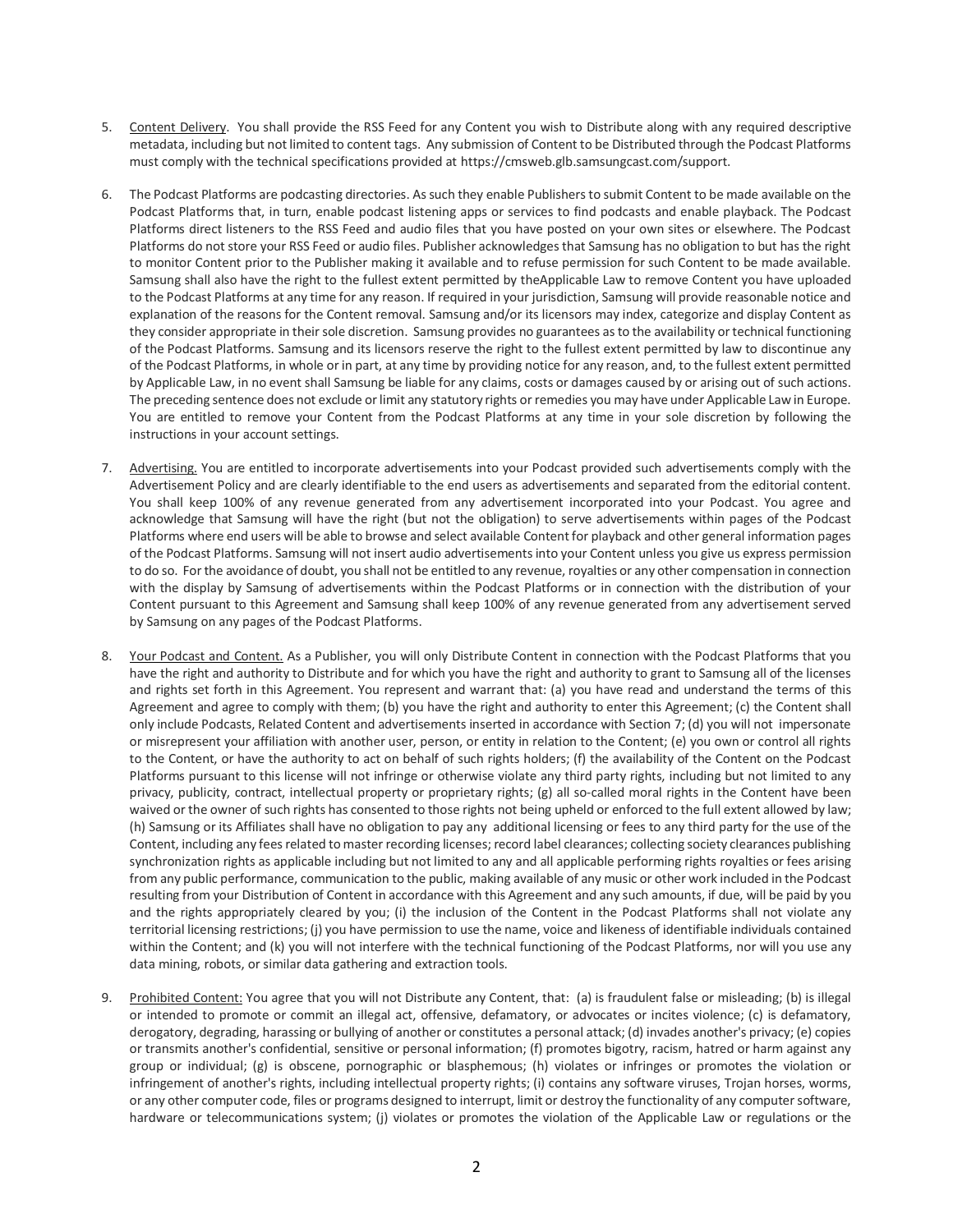5. Content Delivery. You shall provide the RSS Feed for any Content you wish to Distribute along with any required descriptive metadata, including but not limited to content tags. Any submission of Content to be Distributed through the Podcast Platforms must comply with the technical specifications provided at https://cmsweb.glb.samsungcast.com/support.

6. The Podcast Platforms are podcasting directories. As such they enable Publishers to submit Content to be made available on the Podcast Platforms that, in turn, enable podcast listening apps or services to find podcasts and enable playback. The Podcast Platforms direct listeners to the RSS Feed and audio files that you have posted on your own sites or elsewhere. The Podcast Platforms do not store your RSS Feed or audio files. Publisher acknowledges that Samsung has no obligation to but has the right to monitor Content prior to the Publisher making it available and to refuse permission for such Content to be made available. Samsung shall also have the right to the fullest extent permitted by theApplicable Law to remove Content you have uploaded to the Podcast Platforms at any time for any reason. If required in your jurisdiction, Samsung will provide reasonable notice and explanation of the reasons for the Content removal. Samsung and/or its licensors may index, categorize and display Content as they consider appropriate in their sole discretion. Samsung provides no guarantees as to the availability or technical functioning of the Podcast Platforms. Samsung and its licensors reserve the right to the fullest extent permitted by law to discontinue any of the Podcast Platforms, in whole or in part, at any time by providing notice for any reason, and, to the fullest extent permitted by Applicable Law, in no event shall Samsung be liable for any claims, costs or damages caused by or arising out of such actions. The preceding sentence does not exclude or limit any statutory rights or remedies you may have under Applicable Law in Europe. You are entitled to remove your Content from the Podcast Platforms at any time in your sole discretion by following the instructions in your account settings.

7. Advertising. You are entitled to incorporate advertisements into your Podcast provided such advertisements comply with the Advertisement Policy and are clearly identifiable to the end users as advertisements and separated from the editorial content. You shall keep 100% of any revenue generated from any advertisement incorporated into your Podcast. You agree and acknowledge that Samsung will have the right (but not the obligation) to serve advertisements within pages of the Podcast Platforms where end users will be able to browse and select available Content for playback and other general information pages of the Podcast Platforms. Samsung will not insert audio advertisements into your Content unless you give us express permission to do so. For the avoidance of doubt, you shall not be entitled to any revenue, royalties or any other compensation in connection with the display by Samsung of advertisements within the Podcast Platforms or in connection with the distribution of your Content pursuant to this Agreement and Samsung shall keep 100% of any revenue generated from any advertisement served by Samsung on any pages of the Podcast Platforms.

8. Your Podcast and Content. As a Publisher, you will only Distribute Content in connection with the Podcast Platforms that you have the right and authority to Distribute and for which you have the right and authority to grant to Samsung all of the licenses and rights set forth in this Agreement. You represent and warrant that: (a) you have read and understand the terms of this Agreement and agree to comply with them; (b) you have the right and authority to enter this Agreement; (c) the Content shall only include Podcasts, Related Content and advertisements inserted in accordance with Section 7; (d) you will not impersonate or misrepresent your affiliation with another user, person, or entity in relation to the Content; (e) you own or control all rights to the Content, or have the authority to act on behalf of such rights holders; (f) the availability of the Content on the Podcast Platforms pursuant to this license will not infringe or otherwise violate any third party rights, including but not limited to any privacy, publicity, contract, intellectual property or proprietary rights; (g) all so-called moral rights in the Content have been waived or the owner of such rights has consented to those rights not being upheld or enforced to the full extent allowed by law; (h) Samsung or its Affiliates shall have no obligation to pay any additional licensing or fees to any third party for the use of the Content, including any fees related to master recording licenses; record label clearances; collecting society clearances publishing synchronization rights as applicable including but not limited to any and all applicable performing rights royalties or fees arising from any public performance, communication to the public, making available of any music or other work included in the Podcast resulting from your Distribution of Content in accordance with this Agreement and any such amounts, if due, will be paid by you and the rights appropriately cleared by you; (i) the inclusion of the Content in the Podcast Platforms shall not violate any territorial licensing restrictions; (j) you have permission to use the name, voice and likeness of identifiable individuals contained within the Content; and (k) you will not interfere with the technical functioning of the Podcast Platforms, nor will you use any data mining, robots, or similar data gathering and extraction tools.

9. Prohibited Content: You agree that you will not Distribute any Content, that: (a) is fraudulent false or misleading; (b) is illegal or intended to promote or commit an illegal act, offensive, defamatory, or advocates or incites violence; (c) is defamatory, derogatory, degrading, harassing or bullying of another or constitutes a personal attack; (d) invades another's privacy; (e) copies or transmits another's confidential, sensitive or personal information; (f) promotes bigotry, racism, hatred or harm against any group or individual; (g) is obscene, pornographic or blasphemous; (h) violates or infringes or promotes the violation or infringement of another's rights, including intellectual property rights; (i) contains any software viruses, Trojan horses, worms, or any other computer code, files or programs designed to interrupt, limit or destroy the functionality of any computer software, hardware or telecommunications system; (j) violates or promotes the violation of the Applicable Law or regulations or the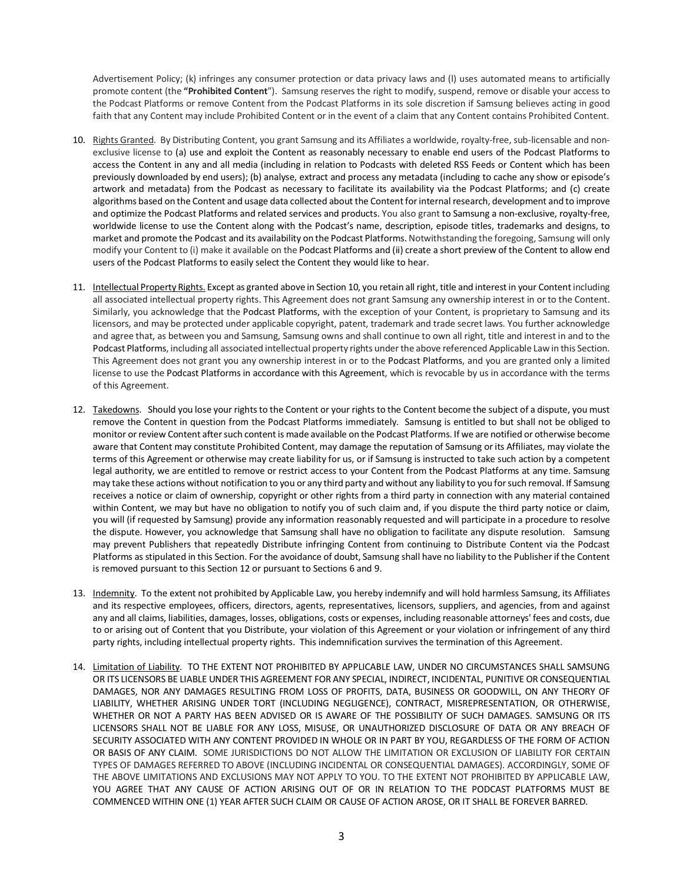Advertisement Policy; (k) infringes any consumer protection or data privacy laws and (l) uses automated means to artificially promote content (the **"Prohibited Content"**). Samsung reserves the right to modify, suspend, remove or disable your access to the Podcast Platforms or remove Content from the Podcast Platforms in its sole discretion if Samsung believes acting in good faith that any Content may include Prohibited Content or in the event of a claim that any Content contains Prohibited Content.

10. Rights Granted. By Distributing Content, you grant Samsung and its Affiliates a worldwide, royalty-free, sub-licensable and non-exclusive license to (a) use and exploit the Content as reasonably necessary to enable end users of the Podcast Platforms to access the Content in any and all media (including in relation to Podcasts with deleted RSS Feeds or Content which has been previously downloaded by end users); (b) analyse, extract and process any metadata (including to cache any show or episode's artwork and metadata) from the Podcast as necessary to facilitate its availability via the Podcast Platforms; and (c) create algorithms based on the Content and usage data collected about the Content for internal research, development and to improve and optimize the Podcast Platforms and related services and products. You also grant to Samsung a non-exclusive, royalty-free, worldwide license to use the Content along with the Podcast's name, description, episode titles, trademarks and designs, to market and promote the Podcast and its availability on the Podcast Platforms. Notwithstanding the foregoing, Samsung will only modify your Content to (i) make it available on the Podcast Platforms and (ii) create a short preview of the Content to allow end users of the Podcast Platforms to easily select the Content they would like to hear.

11. Intellectual Property Rights. Except as granted above in Section 10, you retain all right, title and interest in your Content including all associated intellectual property rights. This Agreement does not grant Samsung any ownership interest in or to the Content. Similarly, you acknowledge that the Podcast Platforms, with the exception of your Content, is proprietary to Samsung and its licensors, and may be protected under applicable copyright, patent, trademark and trade secret laws. You further acknowledge and agree that, as between you and Samsung, Samsung owns and shall continue to own all right, title and interest in and to the Podcast Platforms, including all associated intellectual property rights under the above referenced Applicable Law in this Section. This Agreement does not grant you any ownership interest in or to the Podcast Platforms, and you are granted only a limited license to use the Podcast Platforms in accordance with this Agreement, which is revocable by us in accordance with the terms of this Agreement.

12. Takedowns. Should you lose your rights to the Content or your rights to the Content become the subject of a dispute, you must remove the Content in question from the Podcast Platforms immediately. Samsung is entitled to but shall not be obliged to monitor or review Content after such content is made available on the Podcast Platforms. If we are notified or otherwise become aware that Content may constitute Prohibited Content, may damage the reputation of Samsung or its Affiliates, may violate the terms of this Agreement or otherwise may create liability for us, or if Samsung is instructed to take such action by a competent legal authority, we are entitled to remove or restrict access to your Content from the Podcast Platforms at any time. Samsung may take these actions without notification to you or any third party and without any liability to you for such removal. If Samsung receives a notice or claim of ownership, copyright or other rights from a third party in connection with any material contained within Content, we may but have no obligation to notify you of such claim and, if you dispute the third party notice or claim, you will (if requested by Samsung) provide any information reasonably requested and will participate in a procedure to resolve the dispute. However, you acknowledge that Samsung shall have no obligation to facilitate any dispute resolution. Samsung may prevent Publishers that repeatedly Distribute infringing Content from continuing to Distribute Content via the Podcast Platforms as stipulated in this Section. For the avoidance of doubt, Samsung shall have no liability to the Publisher if the Content is removed pursuant to this Section 12 or pursuant to Sections 6 and 9.

13. Indemnity. To the extent not prohibited by Applicable Law, you hereby indemnify and will hold harmless Samsung, its Affiliates and its respective employees, officers, directors, agents, representatives, licensors, suppliers, and agencies, from and against any and all claims, liabilities, damages, losses, obligations, costs or expenses, including reasonable attorneys' fees and costs, due to or arising out of Content that you Distribute, your violation of this Agreement or your violation or infringement of any third party rights, including intellectual property rights. This indemnification survives the termination of this Agreement.

14. Limitation of Liability. TO THE EXTENT NOT PROHIBITED BY APPLICABLE LAW, UNDER NO CIRCUMSTANCES SHALL SAMSUNG OR ITS LICENSORS BE LIABLE UNDER THIS AGREEMENT FOR ANY SPECIAL, INDIRECT, INCIDENTAL, PUNITIVE OR CONSEQUENTIAL DAMAGES, NOR ANY DAMAGES RESULTING FROM LOSS OF PROFITS, DATA, BUSINESS OR GOODWILL, ON ANY THEORY OF LIABILITY, WHETHER ARISING UNDER TORT (INCLUDING NEGLIGENCE), CONTRACT, MISREPRESENTATION, OR OTHERWISE, WHETHER OR NOT A PARTY HAS BEEN ADVISED OR IS AWARE OF THE POSSIBILITY OF SUCH DAMAGES. SAMSUNG OR ITS LICENSORS SHALL NOT BE LIABLE FOR ANY LOSS, MISUSE, OR UNAUTHORIZED DISCLOSURE OF DATA OR ANY BREACH OF SECURITY ASSOCIATED WITH ANY CONTENT PROVIDED IN WHOLE OR IN PART BY YOU, REGARDLESS OF THE FORM OF ACTION OR BASIS OF ANY CLAIM. SOME JURISDICTIONS DO NOT ALLOW THE LIMITATION OR EXCLUSION OF LIABILITY FOR CERTAIN TYPES OF DAMAGES REFERRED TO ABOVE (INCLUDING INCIDENTAL OR CONSEQUENTIAL DAMAGES). ACCORDINGLY, SOME OF THE ABOVE LIMITATIONS AND EXCLUSIONS MAY NOT APPLY TO YOU. TO THE EXTENT NOT PROHIBITED BY APPLICABLE LAW, YOU AGREE THAT ANY CAUSE OF ACTION ARISING OUT OF OR IN RELATION TO THE PODCAST PLATFORMS MUST BE COMMENCED WITHIN ONE (1) YEAR AFTER SUCH CLAIM OR CAUSE OF ACTION AROSE, OR IT SHALL BE FOREVER BARRED.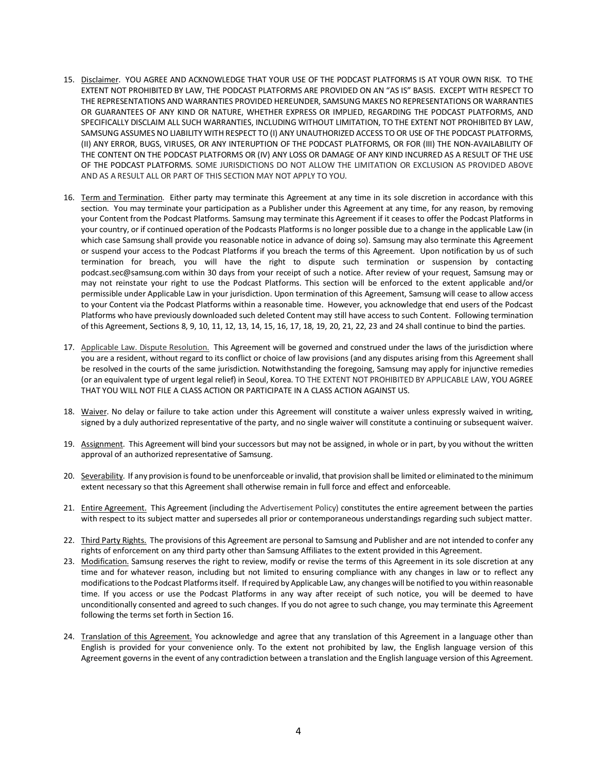15. Disclaimer. YOU AGREE AND ACKNOWLEDGE THAT YOUR USE OF THE PODCAST PLATFORMS IS AT YOUR OWN RISK. TO THE EXTENT NOT PROHIBITED BY LAW, THE PODCAST PLATFORMS ARE PROVIDED ON AN "AS IS" BASIS. EXCEPT WITH RESPECT TO THE REPRESENTATIONS AND WARRANTIES PROVIDED HEREUNDER, SAMSUNG MAKES NO REPRESENTATIONS OR WARRANTIES OR GUARANTEES OF ANY KIND OR NATURE, WHETHER EXPRESS OR IMPLIED, REGARDING THE PODCAST PLATFORMS, AND SPECIFICALLY DISCLAIM ALL SUCH WARRANTIES, INCLUDING WITHOUT LIMITATION, TO THE EXTENT NOT PROHIBITED BY LAW, SAMSUNG ASSUMES NO LIABILITY WITH RESPECT TO (I) ANY UNAUTHORIZED ACCESS TO OR USE OF THE PODCAST PLATFORMS, (II) ANY ERROR, BUGS, VIRUSES, OR ANY INTERUPTION OF THE PODCAST PLATFORMS, OR FOR (III) THE NON-AVAILABILITY OF THE CONTENT ON THE PODCAST PLATFORMS OR (IV) ANY LOSS OR DAMAGE OF ANY KIND INCURRED AS A RESULT OF THE USE OF THE PODCAST PLATFORMS. SOME JURISDICTIONS DO NOT ALLOW THE LIMITATION OR EXCLUSION AS PROVIDED ABOVE AND AS A RESULT ALL OR PART OF THIS SECTION MAY NOT APPLY TO YOU.

16. Term and Termination. Either party may terminate this Agreement at any time in its sole discretion in accordance with this section. You may terminate your participation as a Publisher under this Agreement at any time, for any reason, by removing your Content from the Podcast Platforms. Samsung may terminate this Agreement if it ceases to offer the Podcast Platforms in your country, or if continued operation of the Podcasts Platforms is no longer possible due to a change in the applicable Law (in which case Samsung shall provide you reasonable notice in advance of doing so). Samsung may also terminate this Agreement or suspend your access to the Podcast Platforms if you breach the terms of this Agreement. Upon notification by us of such termination for breach, you will have the right to dispute such termination or suspension by contacting podcast.sec@samsung.com within 30 days from your receipt of such a notice. After review of your request, Samsung may or may not reinstate your right to use the Podcast Platforms. This section will be enforced to the extent applicable and/or permissible under Applicable Law in your jurisdiction. Upon termination of this Agreement, Samsung will cease to allow access to your Content via the Podcast Platforms within a reasonable time. However, you acknowledge that end users of the Podcast Platforms who have previously downloaded such deleted Content may still have access to such Content. Following termination of this Agreement, Sections 8, 9, 10, 11, 12, 13, 14, 15, 16, 17, 18, 19, 20, 21, 22, 23 and 24 shall continue to bind the parties.

17. Applicable Law. Dispute Resolution. This Agreement will be governed and construed under the laws of the jurisdiction where you are a resident, without regard to its conflict or choice of law provisions (and any disputes arising from this Agreement shall be resolved in the courts of the same jurisdiction. Notwithstanding the foregoing, Samsung may apply for injunctive remedies (or an equivalent type of urgent legal relief) in Seoul, Korea. TO THE EXTENT NOT PROHIBITED BY APPLICABLE LAW, YOU AGREE THAT YOU WILL NOT FILE A CLASS ACTION OR PARTICIPATE IN A CLASS ACTION AGAINST US.

18. Waiver. No delay or failure to take action under this Agreement will constitute a waiver unless expressly waived in writing, signed by a duly authorized representative of the party, and no single waiver will constitute a continuing or subsequent waiver.

19. Assignment. This Agreement will bind your successors but may not be assigned, in whole or in part, by you without the written approval of an authorized representative of Samsung.

20. Severability. If any provision is found to be unenforceable or invalid, that provision shall be limited or eliminated to the minimum extent necessary so that this Agreement shall otherwise remain in full force and effect and enforceable.

21. Entire Agreement. This Agreement (including the Advertisement Policy) constitutes the entire agreement between the parties with respect to its subject matter and supersedes all prior or contemporaneous understandings regarding such subject matter.

22. Third Party Rights. The provisions of this Agreement are personal to Samsung and Publisher and are not intended to confer any rights of enforcement on any third party other than Samsung Affiliates to the extent provided in this Agreement.

23. Modification. Samsung reserves the right to review, modify or revise the terms of this Agreement in its sole discretion at any time and for whatever reason, including but not limited to ensuring compliance with any changes in law or to reflect any modifications to the Podcast Platforms itself. If required by Applicable Law, any changes will be notified to you within reasonable time. If you access or use the Podcast Platforms in any way after receipt of such notice, you will be deemed to have unconditionally consented and agreed to such changes. If you do not agree to such change, you may terminate this Agreement following the terms set forth in Section 16.

24. Translation of this Agreement. You acknowledge and agree that any translation of this Agreement in a language other than English is provided for your convenience only. To the extent not prohibited by law, the English language version of this Agreement governs in the event of any contradiction between a translation and the English language version of this Agreement.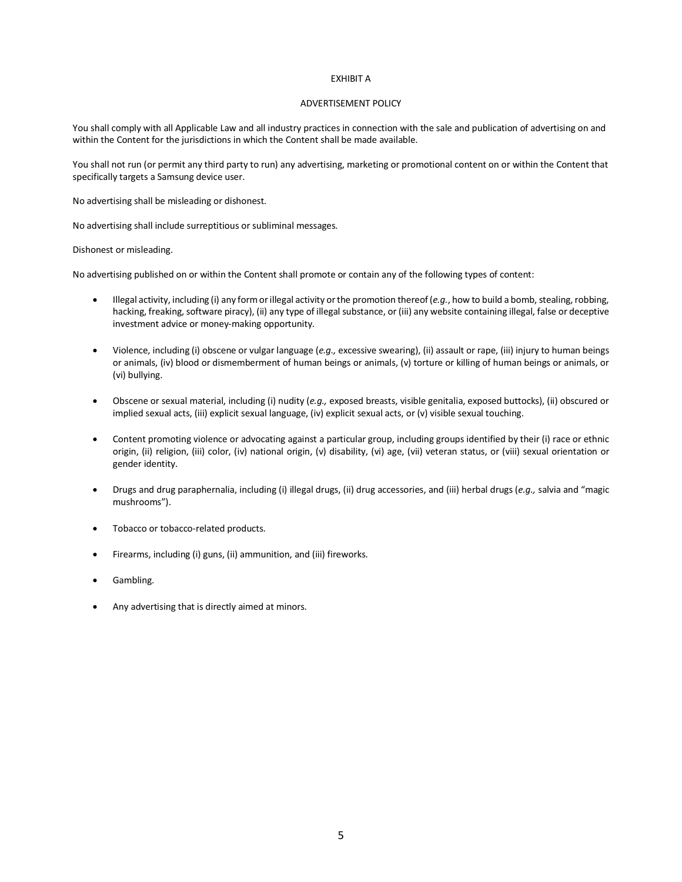EXHIBIT A

ADVERTISEMENT POLICY

You shall comply with all Applicable Law and all industry practices in connection with the sale and publication of advertising on and within the Content for the jurisdictions in which the Content shall be made available.

You shall not run (or permit any third party to run) any advertising, marketing or promotional content on or within the Content that specifically targets a Samsung device user.

No advertising shall be misleading or dishonest.

No advertising shall include surreptitious or subliminal messages.

Dishonest or misleading.

No advertising published on or within the Content shall promote or contain any of the following types of content:

- Illegal activity, including (i) any form or illegal activity or the promotion thereof (*e.g.*, how to build a bomb, stealing, robbing, hacking, freaking, software piracy), (ii) any type of illegal substance, or (iii) any website containing illegal, false or deceptive investment advice or money-making opportunity.

- Violence, including (i) obscene or vulgar language (*e.g.,* excessive swearing), (ii) assault or rape, (iii) injury to human beings or animals, (iv) blood or dismemberment of human beings or animals, (v) torture or killing of human beings or animals, or (vi) bullying.

- Obscene or sexual material, including (i) nudity (*e.g.,* exposed breasts, visible genitalia, exposed buttocks), (ii) obscured or implied sexual acts, (iii) explicit sexual language, (iv) explicit sexual acts, or (v) visible sexual touching.

- Content promoting violence or advocating against a particular group, including groups identified by their (i) race or ethnic origin, (ii) religion, (iii) color, (iv) national origin, (v) disability, (vi) age, (vii) veteran status, or (viii) sexual orientation or gender identity.

- Drugs and drug paraphernalia, including (i) illegal drugs, (ii) drug accessories, and (iii) herbal drugs (*e.g.,* salvia and "magic mushrooms").

- Tobacco or tobacco-related products.

- Firearms, including (i) guns, (ii) ammunition, and (iii) fireworks.

- Gambling.

- Any advertising that is directly aimed at minors.